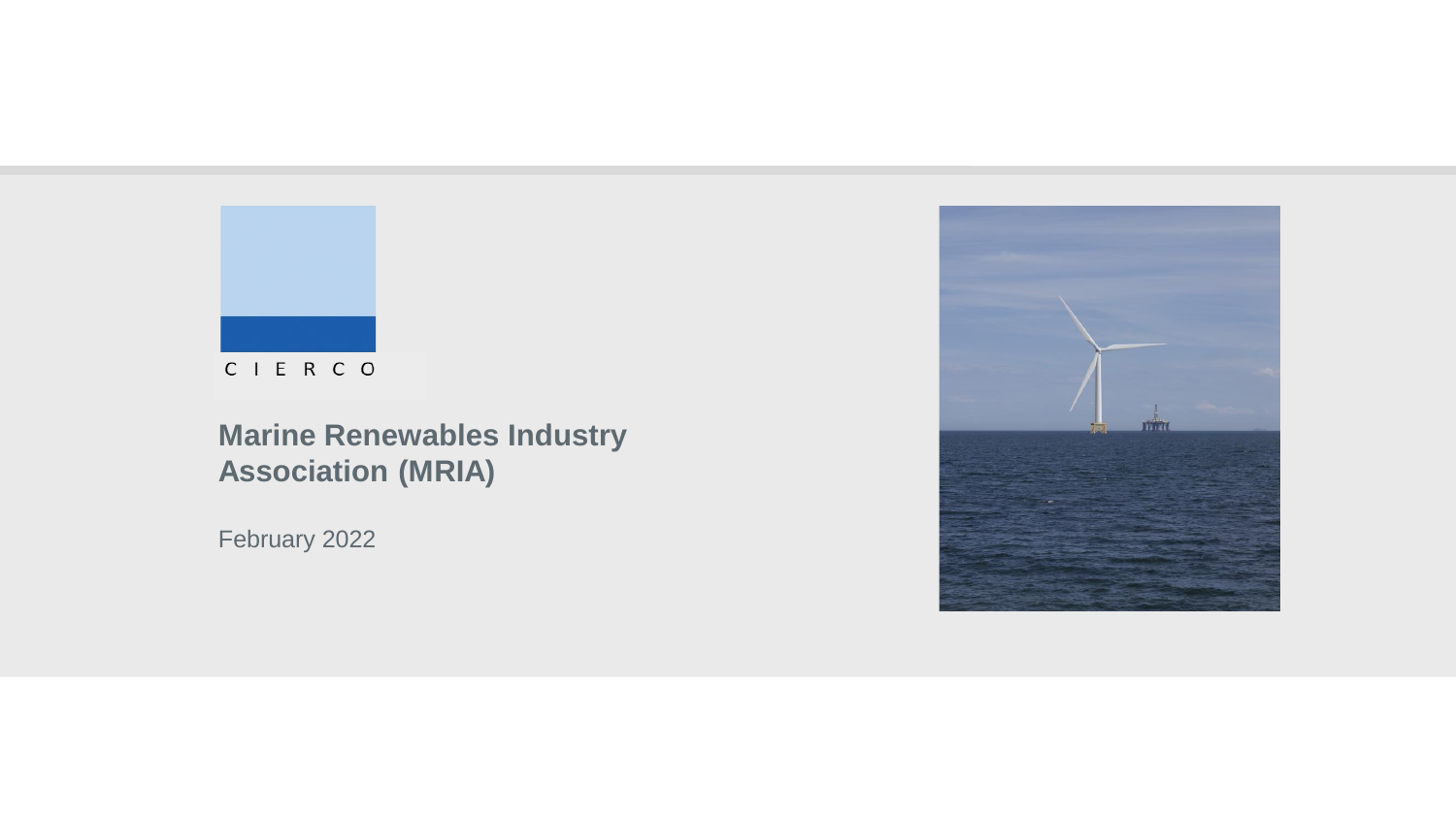CIERCO

# Marine Renewables Industry Association (MRIA)

February 2022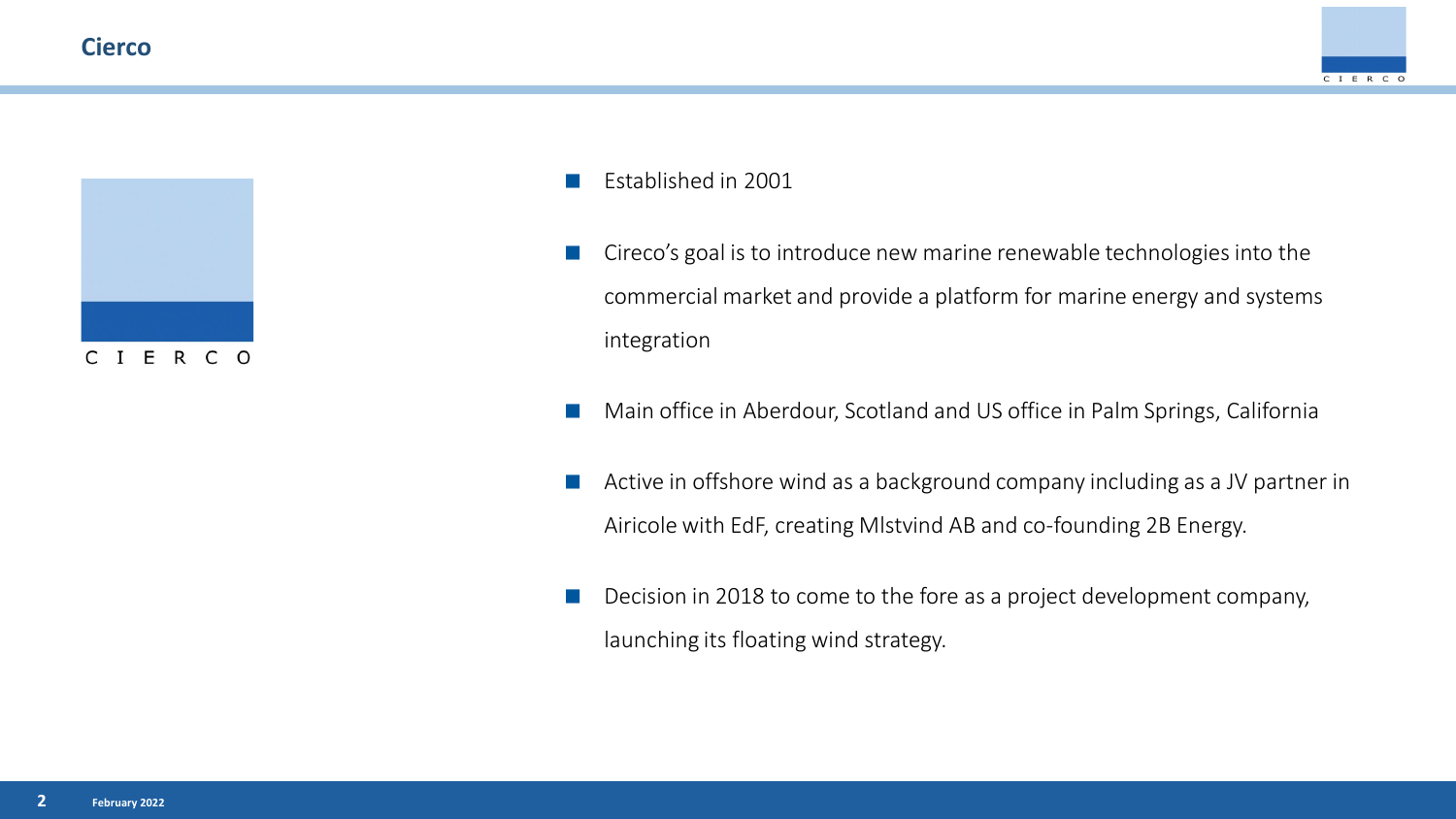## Cierco

- Established in 2001
- Cireco's goal is to introduce new marine renewable technologies into the commercial market and provide a platform for marine energy and systems integration
- Main office in Aberdour, Scotland and US office in Palm Springs, California
- Active in offshore wind as a background company including as a JV partner in Airicole with EdF, creating MIstvind AB and co-founding 2B Energy.
- Decision in 2018 to come to the fore as a project development company, launching its floating wind strategy.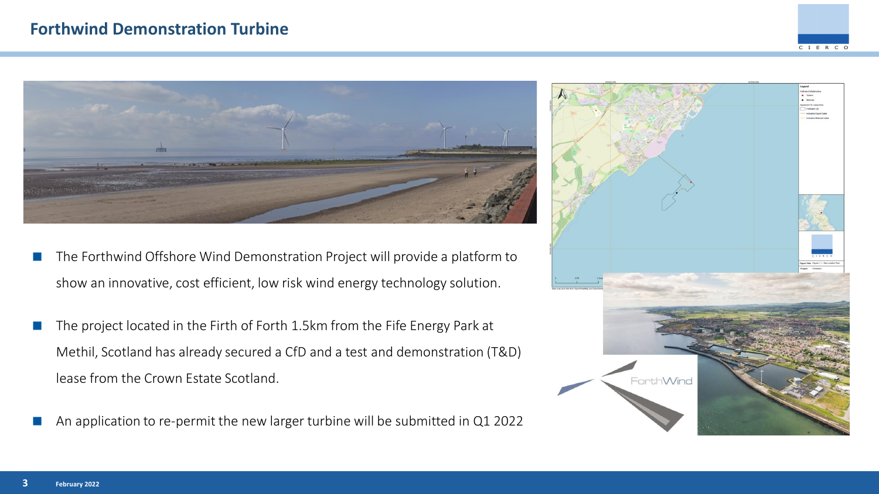# Forthwind Demonstration Turbine

- The Forthwind Offshore Wind Demonstration Project will provide a platform to show an innovative, cost efficient, low risk wind energy technology solution.
- The project located in the Firth of Forth 1.5km from the Fife Energy Park at Methil, Scotland has already secured a CfD and a test and demonstration (T&D) lease from the Crown Estate Scotland.
- An application to re-permit the new larger turbine will be submitted in Q1 2022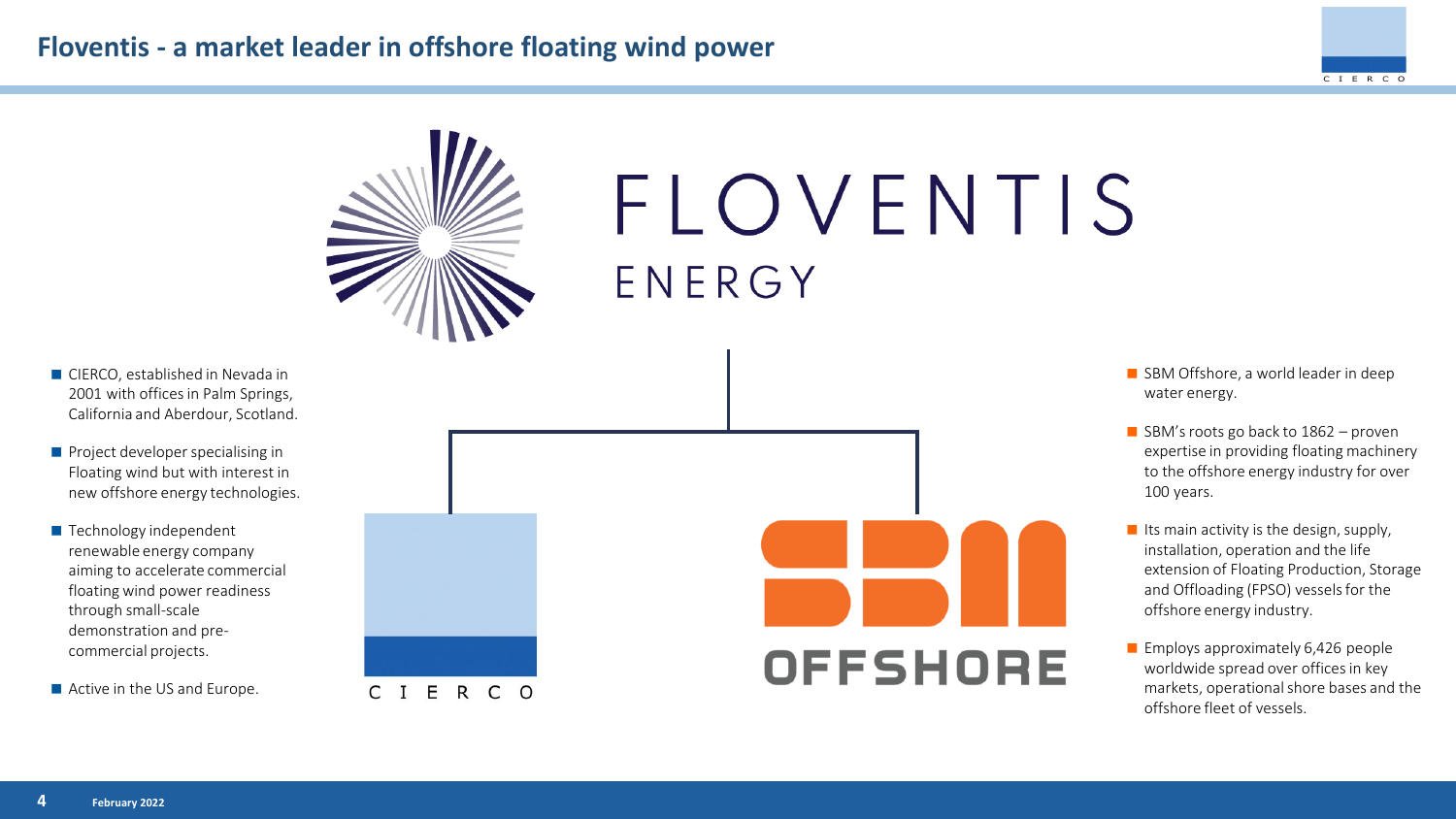# Floventis - a market leader in offshore floating wind power

FLOVENTIS ENERGY

- CIERCO, established in Nevada in 2001 with offices in Palm Springs, California and Aberdour, Scotland.
- Project developer specialising in Floating wind but with interest in new offshore energy technologies.
- Technology independent renewable energy company aiming to accelerate commercial floating wind power readiness through small-scale demonstration and pre-commercial projects.
- Active in the US and Europe.

CIERCO

SBM OFFSHORE

- SBM Offshore, a world leader in deep water energy.
- SBM's roots go back to 1862 – proven expertise in providing floating machinery to the offshore energy industry for over 100 years.
- Its main activity is the design, supply, installation, operation and the life extension of Floating Production, Storage and Offloading (FPSO) vessels for the offshore energy industry.
- Employs approximately 6,426 people worldwide spread over offices in key markets, operational shore bases and the offshore fleet of vessels.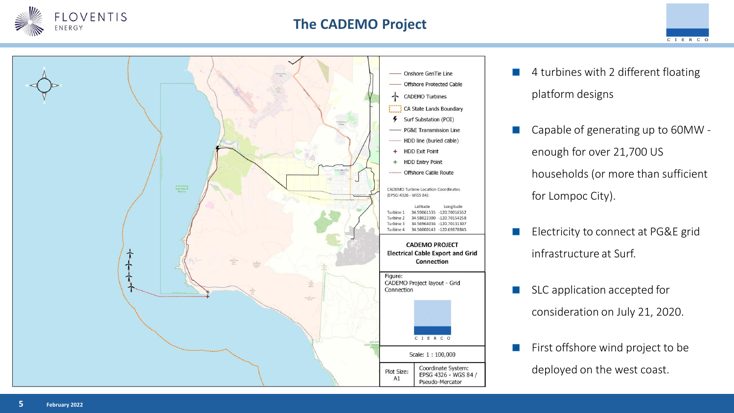# The CADEMO Project

Onshore GenTie Line
Offshore Protected Cable
CADEMO Turbines
CA State Lands Boundary
Surf Substation (POI)
PG&E Transmission Line
HDD line (buried cable)
HDD Exit Point
HDD Entry Point
Offshore Cable Route

CADEMO Turbine Location Coordinates (EPSG:4326 - WGS 84):

| | Latitude | Longitude |
|---|---|---|
| Turbine 1 | 34.59061535 | -120.70016552 |
| Turbine 2 | 34.58022300 | -120.70154258 |
| Turbine 3 | 34.56964036 | -120.70131307 |
| Turbine 4 | 34.56000143 | -120.69878845 |

**CADEMO PROJECT**
**Electrical Cable Export and Grid Connection**

Figure:
CADEMO Project layout - Grid Connection

Scale: 1 : 100,000

| Plot Size: A1 | Coordinate System: EPSG 4326 - WGS 84 / Pseudo-Mercator |
|---|---|

- 4 turbines with 2 different floating platform designs
- Capable of generating up to 60MW - enough for over 21,700 US households (or more than sufficient for Lompoc City).
- Electricity to connect at PG&E grid infrastructure at Surf.
- SLC application accepted for consideration on July 21, 2020.
- First offshore wind project to be deployed on the west coast.

February 2022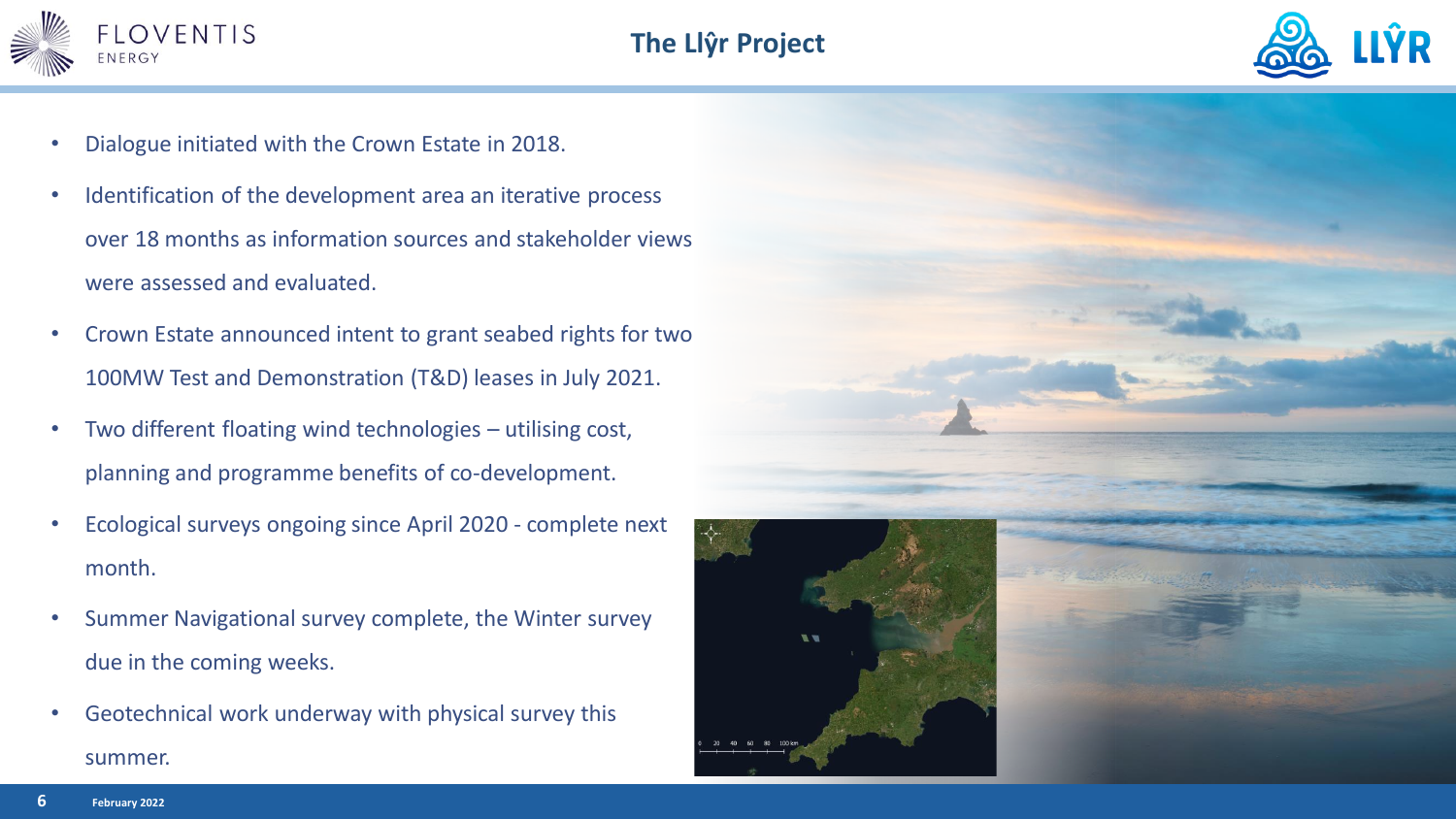# The Llŷr Project

- Dialogue initiated with the Crown Estate in 2018.
- Identification of the development area an iterative process over 18 months as information sources and stakeholder views were assessed and evaluated.
- Crown Estate announced intent to grant seabed rights for two 100MW Test and Demonstration (T&D) leases in July 2021.
- Two different floating wind technologies – utilising cost, planning and programme benefits of co-development.
- Ecological surveys ongoing since April 2020 - complete next month.
- Summer Navigational survey complete, the Winter survey due in the coming weeks.
- Geotechnical work underway with physical survey this summer.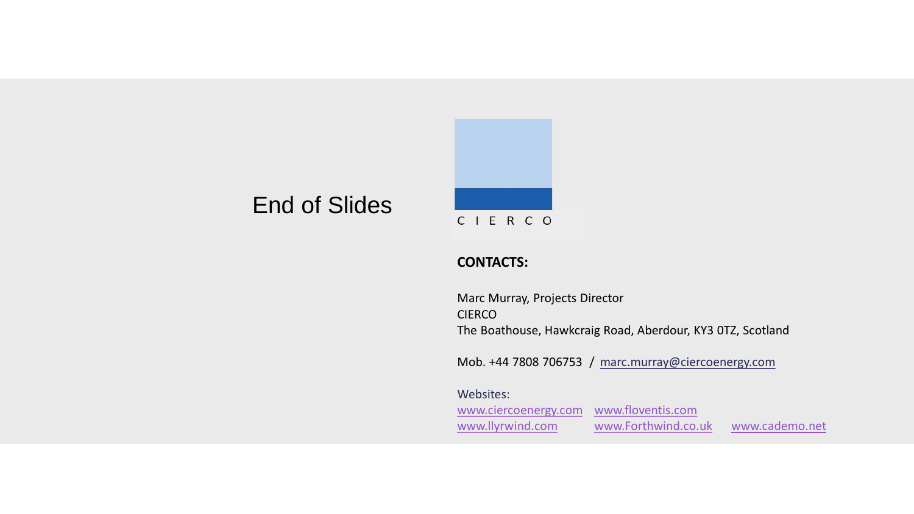End of Slides

C I E R C O

**CONTACTS:**

Marc Murray, Projects Director
CIERCO
The Boathouse, Hawkcraig Road, Aberdour, KY3 0TZ, Scotland

Mob. +44 7808 706753 / marc.murray@ciercoenergy.com

Websites:
www.ciercoenergy.com www.floventis.com
www.llyrwind.com www.Forthwind.co.uk www.cademo.net